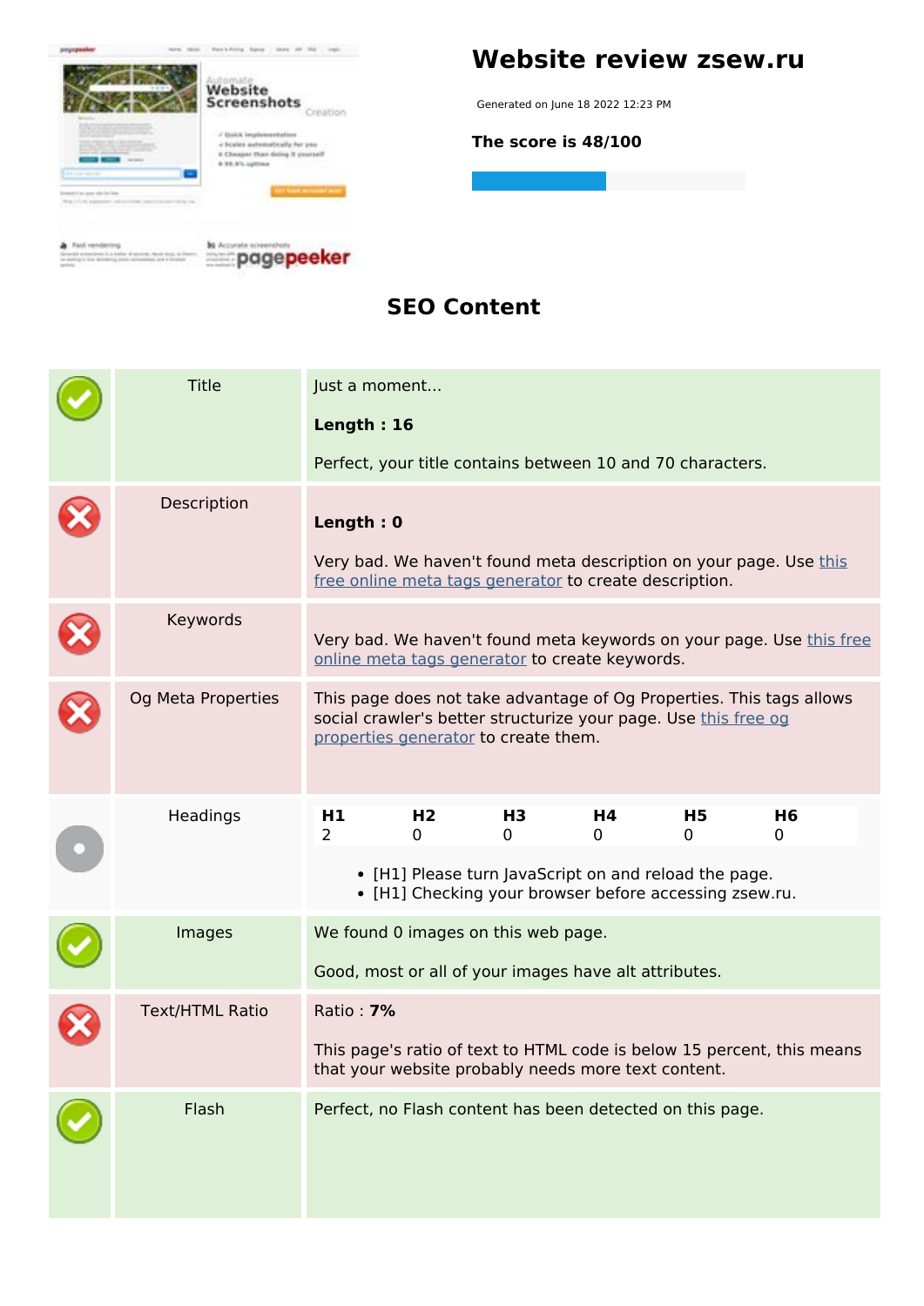# Website review zsew.ru

Generated on June 18 2022 12:23 PM

**The score is 48/100**

## SEO Content

| | | |
|---|---|---|
| ✔ | Title | Just a moment...<br><br>**Length : 16**<br><br>Perfect, your title contains between 10 and 70 characters. |
| ✘ | Description | **Length : 0**<br><br>Very bad. We haven't found meta description on your page. Use this free online meta tags generator to create description. |
| ✘ | Keywords | Very bad. We haven't found meta keywords on your page. Use this free online meta tags generator to create keywords. |
| ✘ | Og Meta Properties | This page does not take advantage of Og Properties. This tags allows social crawler's better structurize your page. Use this free og properties generator to create them. |
| ● | Headings | **H1** 2 **H2** 0 **H3** 0 **H4** 0 **H5** 0 **H6** 0<br><br>• [H1] Please turn JavaScript on and reload the page.<br>• [H1] Checking your browser before accessing zsew.ru. |
| ✔ | Images | We found 0 images on this web page.<br><br>Good, most or all of your images have alt attributes. |
| ✘ | Text/HTML Ratio | Ratio : **7%**<br><br>This page's ratio of text to HTML code is below 15 percent, this means that your website probably needs more text content. |
| ✔ | Flash | Perfect, no Flash content has been detected on this page. |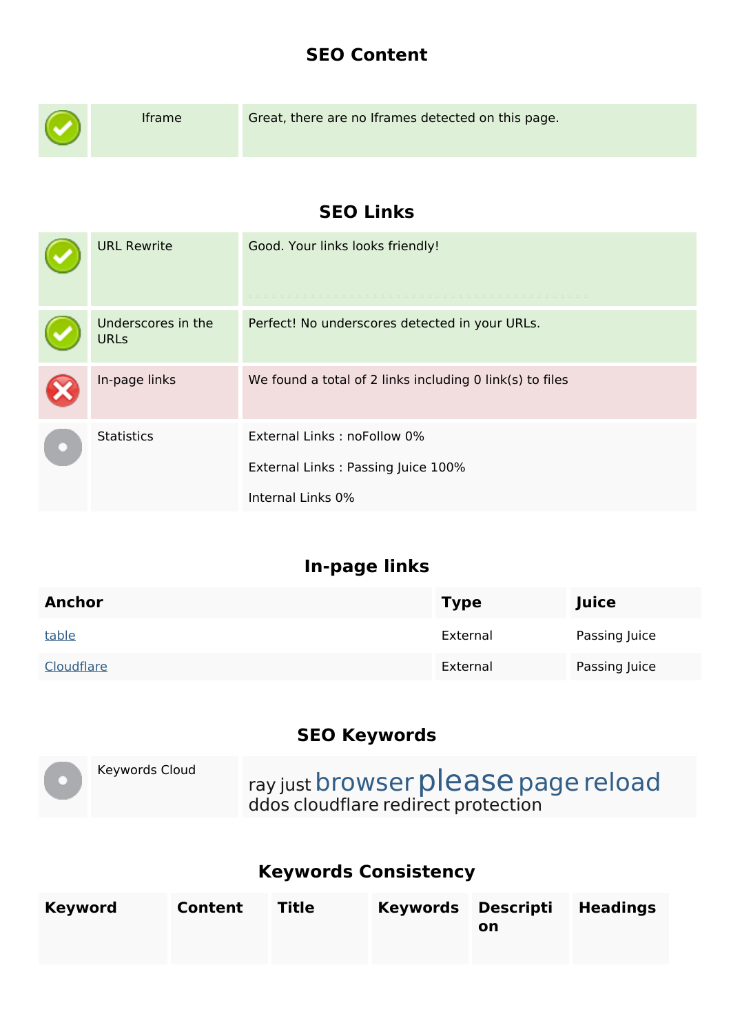## SEO Content

| | | |
|---|---|---|
| ✓ | Iframe | Great, there are no Iframes detected on this page. |

## SEO Links

| | | |
|---|---|---|
| ✓ | URL Rewrite | Good. Your links looks friendly! |
| ✓ | Underscores in the URLs | Perfect! No underscores detected in your URLs. |
| ✗ | In-page links | We found a total of 2 links including 0 link(s) to files |
| • | Statistics | External Links : noFollow 0%<br>External Links : Passing Juice 100%<br>Internal Links 0% |

## In-page links

| Anchor | Type | Juice |
|---|---|---|
| table | External | Passing Juice |
| Cloudflare | External | Passing Juice |

## SEO Keywords

| | | |
|---|---|---|
| • | Keywords Cloud | ray just browser please page reload ddos cloudflare redirect protection |

## Keywords Consistency

| Keyword | Content | Title | Keywords | Description | Headings |
|---|---|---|---|---|---|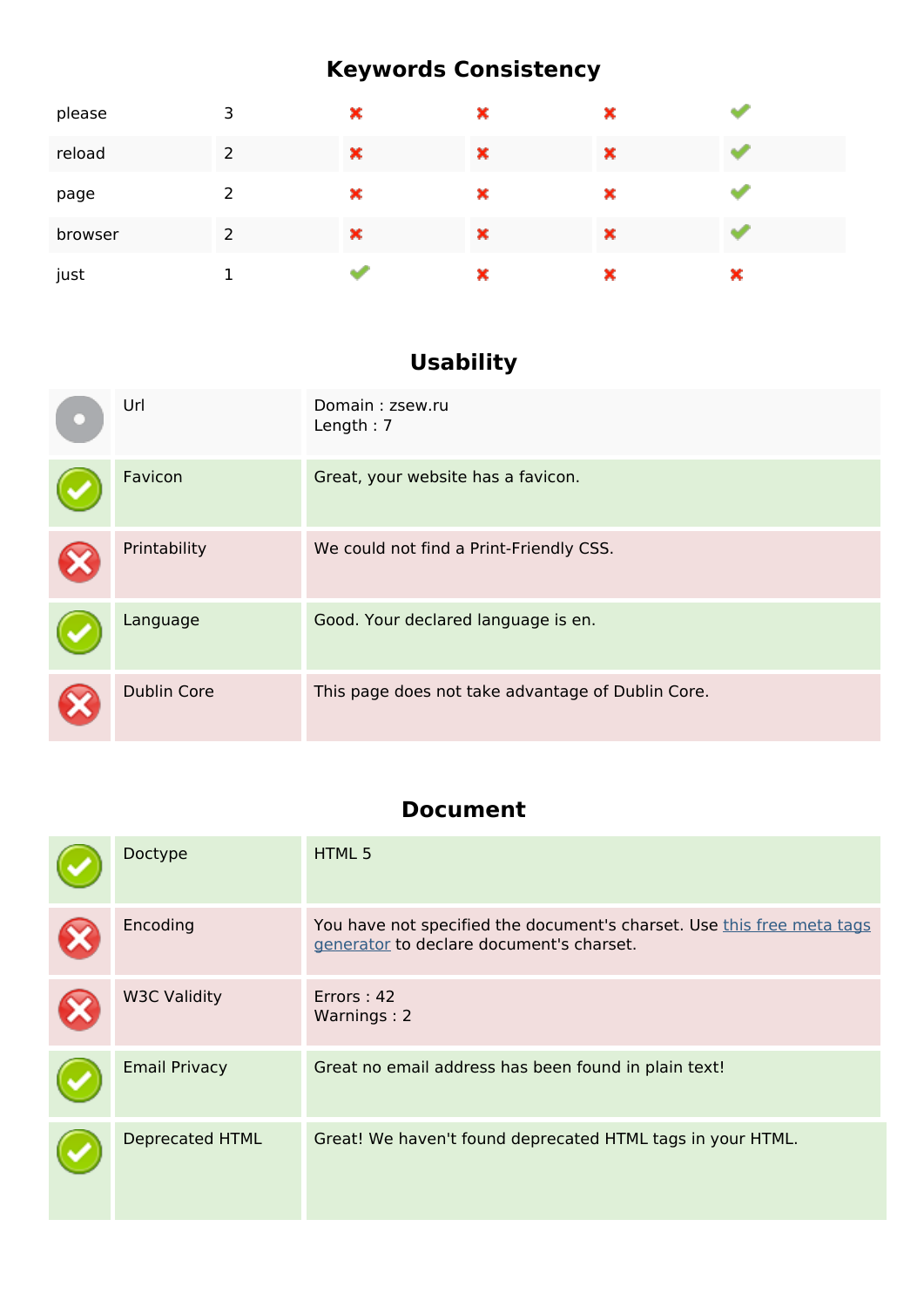## Keywords Consistency

| | | | | | |
|---|---|---|---|---|---|
| please | 3 | ✖ | ✖ | ✖ | ✔ |
| reload | 2 | ✖ | ✖ | ✖ | ✔ |
| page | 2 | ✖ | ✖ | ✖ | ✔ |
| browser | 2 | ✖ | ✖ | ✖ | ✔ |
| just | 1 | ✔ | ✖ | ✖ | ✖ |

## Usability

| | | |
|---|---|---|
| | Url | Domain : zsew.ru<br>Length : 7 |
| ✔ | Favicon | Great, your website has a favicon. |
| ✖ | Printability | We could not find a Print-Friendly CSS. |
| ✔ | Language | Good. Your declared language is en. |
| ✖ | Dublin Core | This page does not take advantage of Dublin Core. |

## Document

| | | |
|---|---|---|
| ✔ | Doctype | HTML 5 |
| ✖ | Encoding | You have not specified the document's charset. Use this free meta tags generator to declare document's charset. |
| ✖ | W3C Validity | Errors : 42<br>Warnings : 2 |
| ✔ | Email Privacy | Great no email address has been found in plain text! |
| ✔ | Deprecated HTML | Great! We haven't found deprecated HTML tags in your HTML. |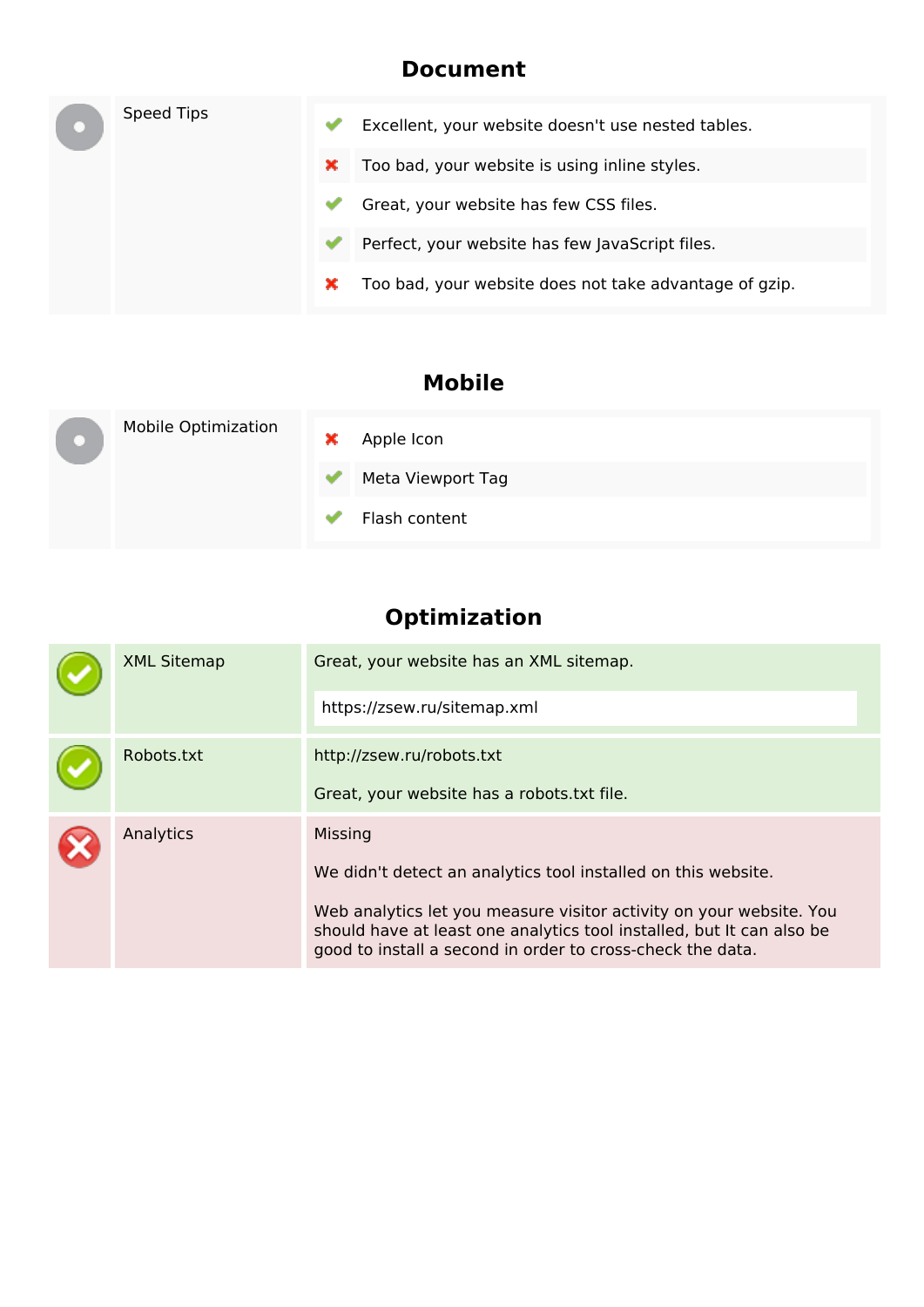## Document

| | | |
|---|---|---|
| | Speed Tips | ✔ Excellent, your website doesn't use nested tables.<br>✖ Too bad, your website is using inline styles.<br>✔ Great, your website has few CSS files.<br>✔ Perfect, your website has few JavaScript files.<br>✖ Too bad, your website does not take advantage of gzip. |

## Mobile

| | | |
|---|---|---|
| | Mobile Optimization | ✖ Apple Icon<br>✔ Meta Viewport Tag<br>✔ Flash content |

## Optimization

| | | |
|---|---|---|
| ✔ | XML Sitemap | Great, your website has an XML sitemap.<br><br>https://zsew.ru/sitemap.xml |
| ✔ | Robots.txt | http://zsew.ru/robots.txt<br><br>Great, your website has a robots.txt file. |
| ✖ | Analytics | Missing<br><br>We didn't detect an analytics tool installed on this website.<br><br>Web analytics let you measure visitor activity on your website. You should have at least one analytics tool installed, but It can also be good to install a second in order to cross-check the data. |